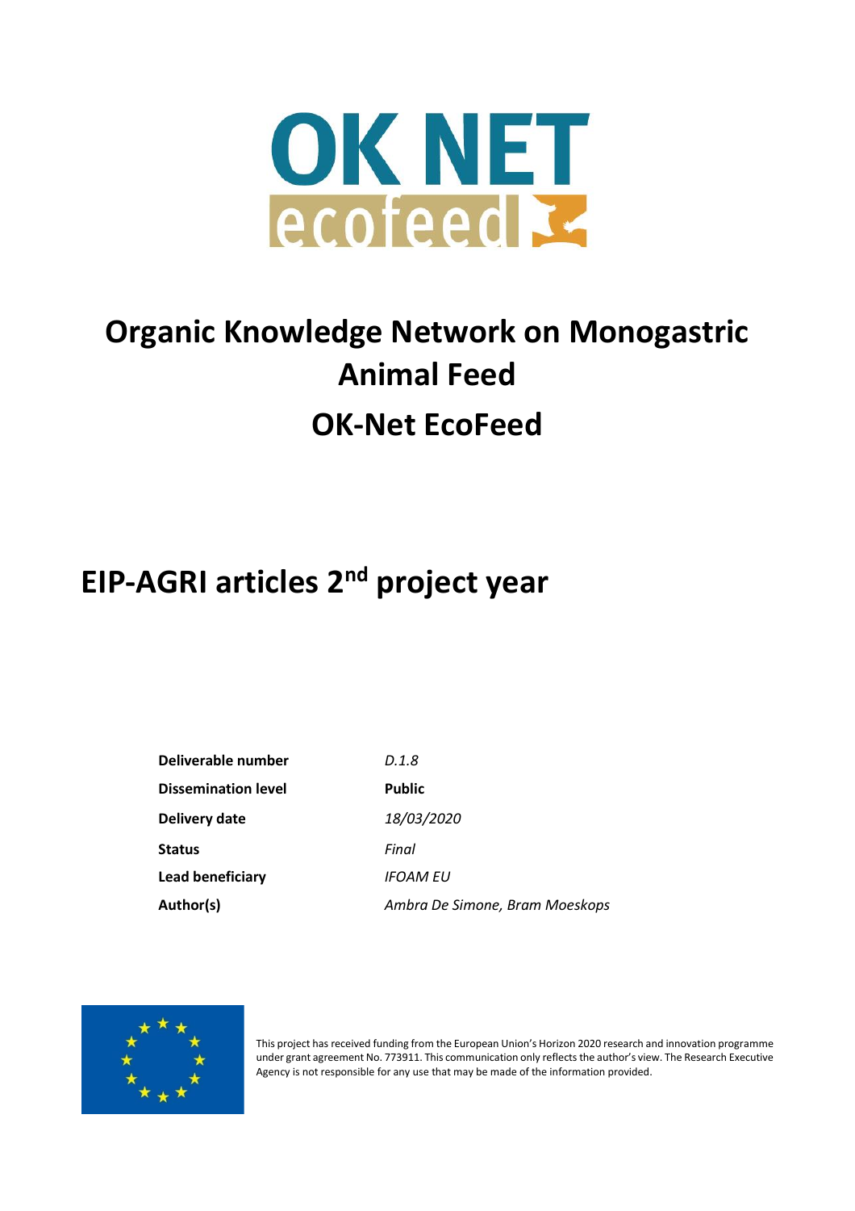OK NET ecofeed

# Organic Knowledge Network on Monogastric Animal Feed

# OK-Net EcoFeed

## EIP-AGRI articles 2$^{nd}$ project year

| | |
|---|---|
| **Deliverable number** | *D.1.8* |
| **Dissemination level** | **Public** |
| **Delivery date** | *18/03/2020* |
| **Status** | *Final* |
| **Lead beneficiary** | *IFOAM EU* |
| **Author(s)** | *Ambra De Simone, Bram Moeskops* |

This project has received funding from the European Union's Horizon 2020 research and innovation programme under grant agreement No. 773911. This communication only reflects the author's view. The Research Executive Agency is not responsible for any use that may be made of the information provided.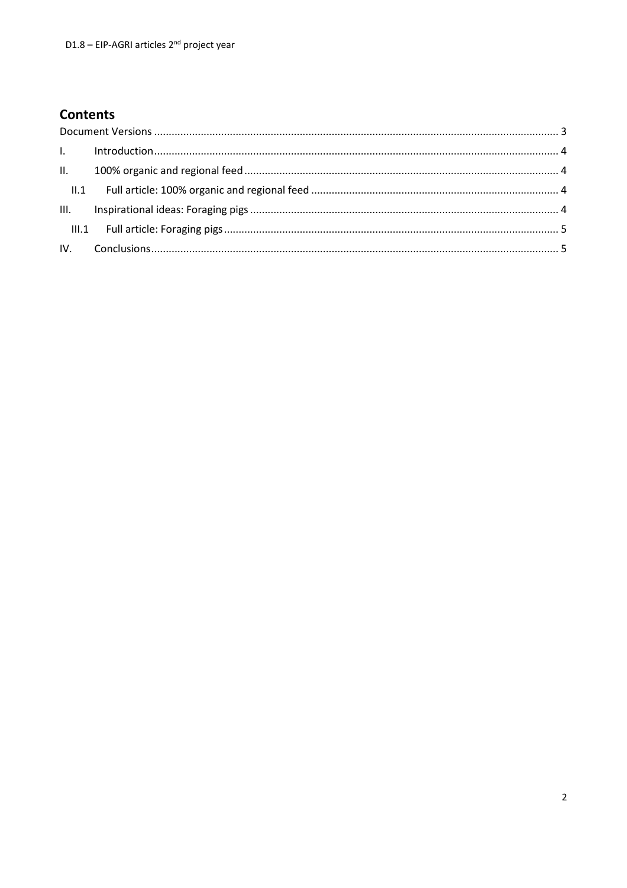## Contents

Document Versions ........................................................................................................................ 3

I. Introduction ........................................................................................................................ 4

II. 100% organic and regional feed ........................................................................................ 4

II.1 Full article: 100% organic and regional feed ................................................................... 4

III. Inspirational ideas: Foraging pigs ....................................................................................... 4

III.1 Full article: Foraging pigs ................................................................................................ 5

IV. Conclusions ........................................................................................................................ 5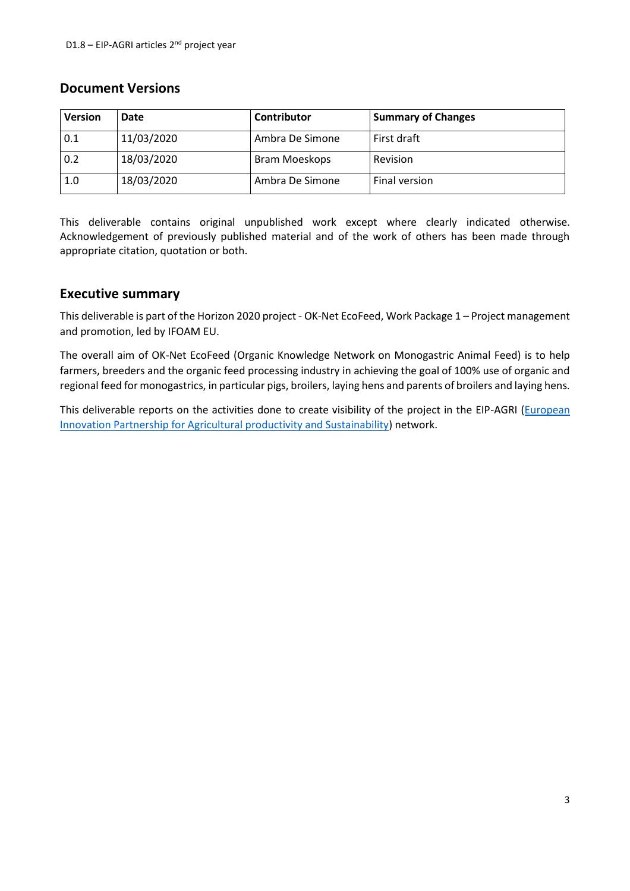## Document Versions

| Version | Date | Contributor | Summary of Changes |
|---|---|---|---|
| 0.1 | 11/03/2020 | Ambra De Simone | First draft |
| 0.2 | 18/03/2020 | Bram Moeskops | Revision |
| 1.0 | 18/03/2020 | Ambra De Simone | Final version |

This deliverable contains original unpublished work except where clearly indicated otherwise. Acknowledgement of previously published material and of the work of others has been made through appropriate citation, quotation or both.

## Executive summary

This deliverable is part of the Horizon 2020 project - OK-Net EcoFeed, Work Package 1 – Project management and promotion, led by IFOAM EU.

The overall aim of OK-Net EcoFeed (Organic Knowledge Network on Monogastric Animal Feed) is to help farmers, breeders and the organic feed processing industry in achieving the goal of 100% use of organic and regional feed for monogastrics, in particular pigs, broilers, laying hens and parents of broilers and laying hens.

This deliverable reports on the activities done to create visibility of the project in the EIP-AGRI (European Innovation Partnership for Agricultural productivity and Sustainability) network.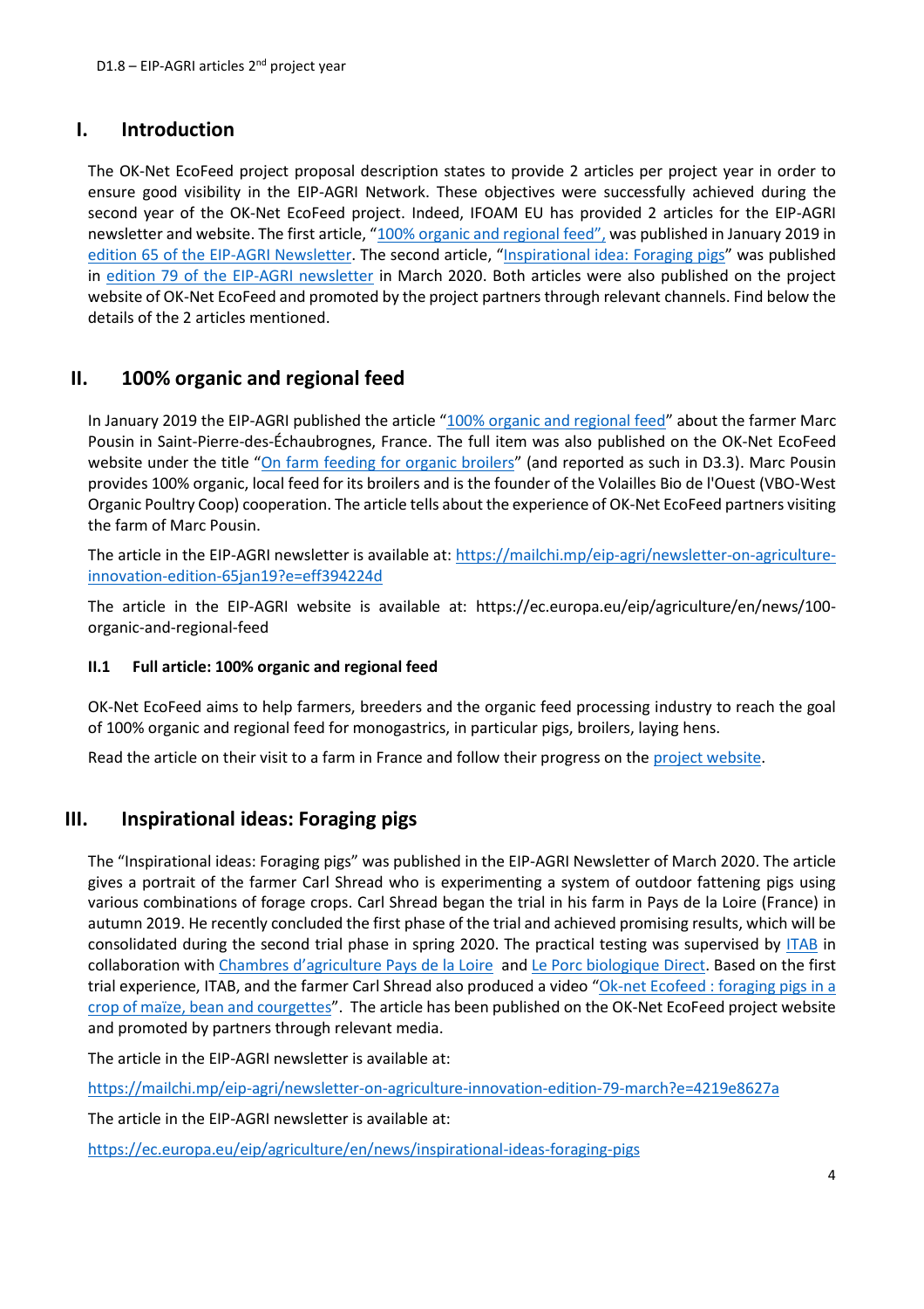## I. Introduction

The OK-Net EcoFeed project proposal description states to provide 2 articles per project year in order to ensure good visibility in the EIP-AGRI Network. These objectives were successfully achieved during the second year of the OK-Net EcoFeed project. Indeed, IFOAM EU has provided 2 articles for the EIP-AGRI newsletter and website. The first article, "100% organic and regional feed", was published in January 2019 in edition 65 of the EIP-AGRI Newsletter. The second article, "Inspirational idea: Foraging pigs" was published in edition 79 of the EIP-AGRI newsletter in March 2020. Both articles were also published on the project website of OK-Net EcoFeed and promoted by the project partners through relevant channels. Find below the details of the 2 articles mentioned.

## II. 100% organic and regional feed

In January 2019 the EIP-AGRI published the article "100% organic and regional feed" about the farmer Marc Pousin in Saint-Pierre-des-Échaubrognes, France. The full item was also published on the OK-Net EcoFeed website under the title "On farm feeding for organic broilers" (and reported as such in D3.3). Marc Pousin provides 100% organic, local feed for its broilers and is the founder of the Volailles Bio de l'Ouest (VBO-West Organic Poultry Coop) cooperation. The article tells about the experience of OK-Net EcoFeed partners visiting the farm of Marc Pousin.

The article in the EIP-AGRI newsletter is available at: https://mailchi.mp/eip-agri/newsletter-on-agriculture-innovation-edition-65jan19?e=eff394224d

The article in the EIP-AGRI website is available at: https://ec.europa.eu/eip/agriculture/en/news/100-organic-and-regional-feed

### II.1 Full article: 100% organic and regional feed

OK-Net EcoFeed aims to help farmers, breeders and the organic feed processing industry to reach the goal of 100% organic and regional feed for monogastrics, in particular pigs, broilers, laying hens.

Read the article on their visit to a farm in France and follow their progress on the project website.

## III. Inspirational ideas: Foraging pigs

The "Inspirational ideas: Foraging pigs" was published in the EIP-AGRI Newsletter of March 2020. The article gives a portrait of the farmer Carl Shread who is experimenting a system of outdoor fattening pigs using various combinations of forage crops. Carl Shread began the trial in his farm in Pays de la Loire (France) in autumn 2019. He recently concluded the first phase of the trial and achieved promising results, which will be consolidated during the second trial phase in spring 2020. The practical testing was supervised by ITAB in collaboration with Chambres d'agriculture Pays de la Loire and Le Porc biologique Direct. Based on the first trial experience, ITAB, and the farmer Carl Shread also produced a video "Ok-net Ecofeed : foraging pigs in a crop of maïze, bean and courgettes". The article has been published on the OK-Net EcoFeed project website and promoted by partners through relevant media.

The article in the EIP-AGRI newsletter is available at:

https://mailchi.mp/eip-agri/newsletter-on-agriculture-innovation-edition-79-march?e=4219e8627a

The article in the EIP-AGRI newsletter is available at:

https://ec.europa.eu/eip/agriculture/en/news/inspirational-ideas-foraging-pigs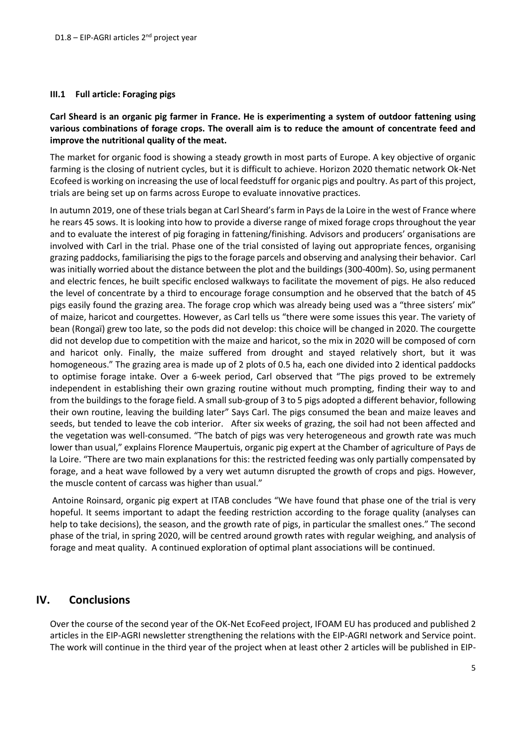### III.1 Full article: Foraging pigs

**Carl Sheard is an organic pig farmer in France. He is experimenting a system of outdoor fattening using various combinations of forage crops. The overall aim is to reduce the amount of concentrate feed and improve the nutritional quality of the meat.**

The market for organic food is showing a steady growth in most parts of Europe. A key objective of organic farming is the closing of nutrient cycles, but it is difficult to achieve. Horizon 2020 thematic network Ok-Net Ecofeed is working on increasing the use of local feedstuff for organic pigs and poultry. As part of this project, trials are being set up on farms across Europe to evaluate innovative practices.

In autumn 2019, one of these trials began at Carl Sheard's farm in Pays de la Loire in the west of France where he rears 45 sows. It is looking into how to provide a diverse range of mixed forage crops throughout the year and to evaluate the interest of pig foraging in fattening/finishing. Advisors and producers' organisations are involved with Carl in the trial. Phase one of the trial consisted of laying out appropriate fences, organising grazing paddocks, familiarising the pigs to the forage parcels and observing and analysing their behavior. Carl was initially worried about the distance between the plot and the buildings (300-400m). So, using permanent and electric fences, he built specific enclosed walkways to facilitate the movement of pigs. He also reduced the level of concentrate by a third to encourage forage consumption and he observed that the batch of 45 pigs easily found the grazing area. The forage crop which was already being used was a "three sisters' mix" of maize, haricot and courgettes. However, as Carl tells us "there were some issues this year. The variety of bean (Rongaï) grew too late, so the pods did not develop: this choice will be changed in 2020. The courgette did not develop due to competition with the maize and haricot, so the mix in 2020 will be composed of corn and haricot only. Finally, the maize suffered from drought and stayed relatively short, but it was homogeneous." The grazing area is made up of 2 plots of 0.5 ha, each one divided into 2 identical paddocks to optimise forage intake. Over a 6-week period, Carl observed that "The pigs proved to be extremely independent in establishing their own grazing routine without much prompting, finding their way to and from the buildings to the forage field. A small sub-group of 3 to 5 pigs adopted a different behavior, following their own routine, leaving the building later" Says Carl. The pigs consumed the bean and maize leaves and seeds, but tended to leave the cob interior. After six weeks of grazing, the soil had not been affected and the vegetation was well-consumed. "The batch of pigs was very heterogeneous and growth rate was much lower than usual," explains Florence Maupertuis, organic pig expert at the Chamber of agriculture of Pays de la Loire. "There are two main explanations for this: the restricted feeding was only partially compensated by forage, and a heat wave followed by a very wet autumn disrupted the growth of crops and pigs. However, the muscle content of carcass was higher than usual."

Antoine Roinsard, organic pig expert at ITAB concludes "We have found that phase one of the trial is very hopeful. It seems important to adapt the feeding restriction according to the forage quality (analyses can help to take decisions), the season, and the growth rate of pigs, in particular the smallest ones." The second phase of the trial, in spring 2020, will be centred around growth rates with regular weighing, and analysis of forage and meat quality. A continued exploration of optimal plant associations will be continued.

## IV. Conclusions

Over the course of the second year of the OK-Net EcoFeed project, IFOAM EU has produced and published 2 articles in the EIP-AGRI newsletter strengthening the relations with the EIP-AGRI network and Service point. The work will continue in the third year of the project when at least other 2 articles will be published in EIP-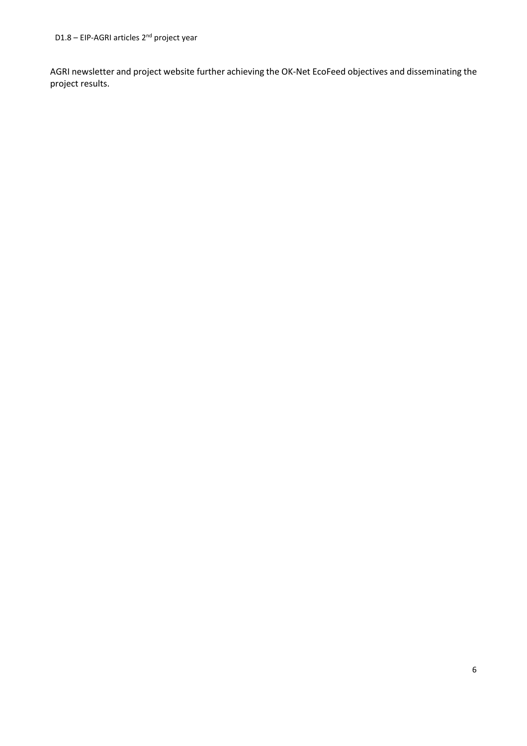AGRI newsletter and project website further achieving the OK-Net EcoFeed objectives and disseminating the project results.